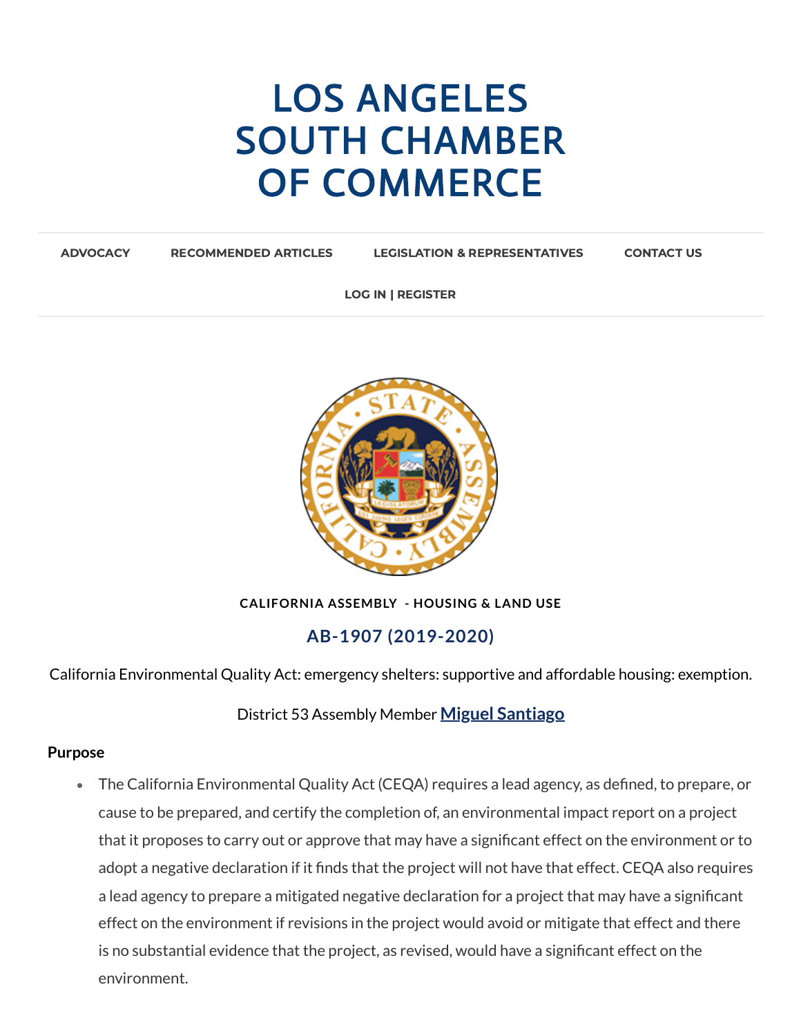# LOS ANGELES SOUTH CHAMBER OF COMMERCE

ADVOCACY | RECOMMENDED ARTICLES | LEGISLATION & REPRESENTATIVES | CONTACT US

LOG IN | REGISTER

**CALIFORNIA ASSEMBLY - HOUSING & LAND USE**

## AB-1907 (2019-2020)

California Environmental Quality Act: emergency shelters: supportive and affordable housing: exemption.

District 53 Assembly Member **Miguel Santiago**

**Purpose**

- The California Environmental Quality Act (CEQA) requires a lead agency, as defined, to prepare, or cause to be prepared, and certify the completion of, an environmental impact report on a project that it proposes to carry out or approve that may have a significant effect on the environment or to adopt a negative declaration if it finds that the project will not have that effect. CEQA also requires a lead agency to prepare a mitigated negative declaration for a project that may have a significant effect on the environment if revisions in the project would avoid or mitigate that effect and there is no substantial evidence that the project, as revised, would have a significant effect on the environment.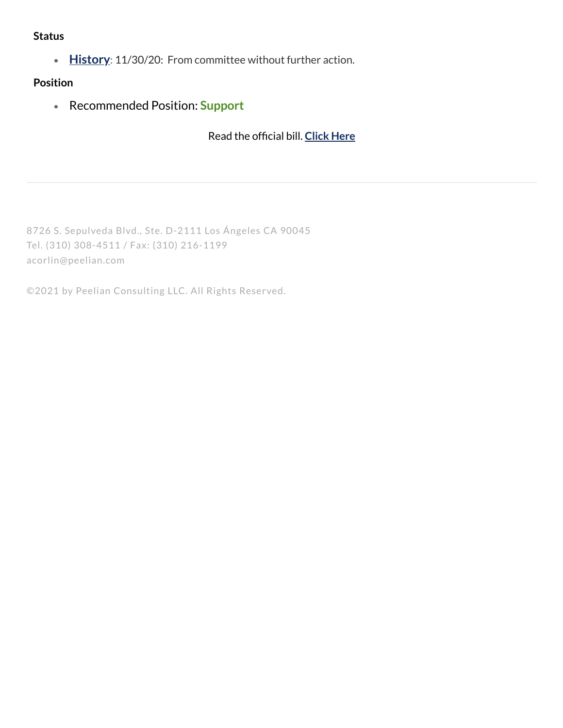**Status**

- **History**: 11/30/20: From committee without further action.

**Position**

- Recommended Position: **Support**

Read the official bill. **Click Here**

---

8726 S. Sepulveda Blvd., Ste. D-2111 Los Ángeles CA 90045
Tel. (310) 308-4511 / Fax: (310) 216-1199
acorlin@peelian.com

©2021 by Peelian Consulting LLC. All Rights Reserved.